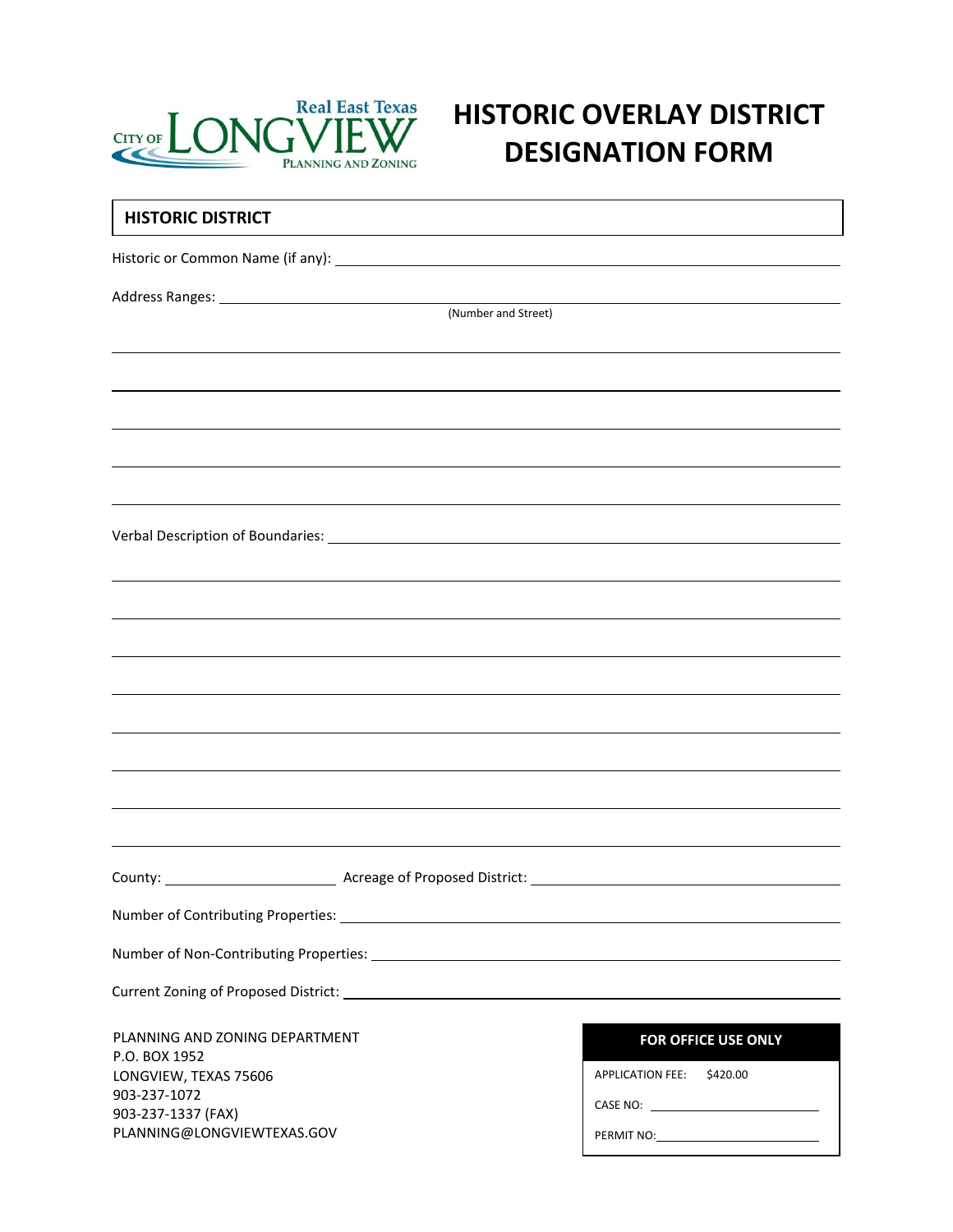CITY OF LONGVIEW
Real East Texas
PLANNING AND ZONING

# HISTORIC OVERLAY DISTRICT DESIGNATION FORM

## HISTORIC DISTRICT

Historic or Common Name (if any): ______________________________

Address Ranges: ______________________________
(Number and Street)

______________________________

______________________________

______________________________

______________________________

______________________________

Verbal Description of Boundaries: ______________________________

______________________________

______________________________

______________________________

______________________________

______________________________

______________________________

______________________________

______________________________

County: ______________ Acreage of Proposed District: ______________________________

Number of Contributing Properties: ______________________________

Number of Non-Contributing Properties: ______________________________

Current Zoning of Proposed District: ______________________________

PLANNING AND ZONING DEPARTMENT
P.O. BOX 1952
LONGVIEW, TEXAS 75606
903-237-1072
903-237-1337 (FAX)
PLANNING@LONGVIEWTEXAS.GOV

| FOR OFFICE USE ONLY |
|---|
| APPLICATION FEE: $420.00 |
| CASE NO: ______________ |
| PERMIT NO: ______________ |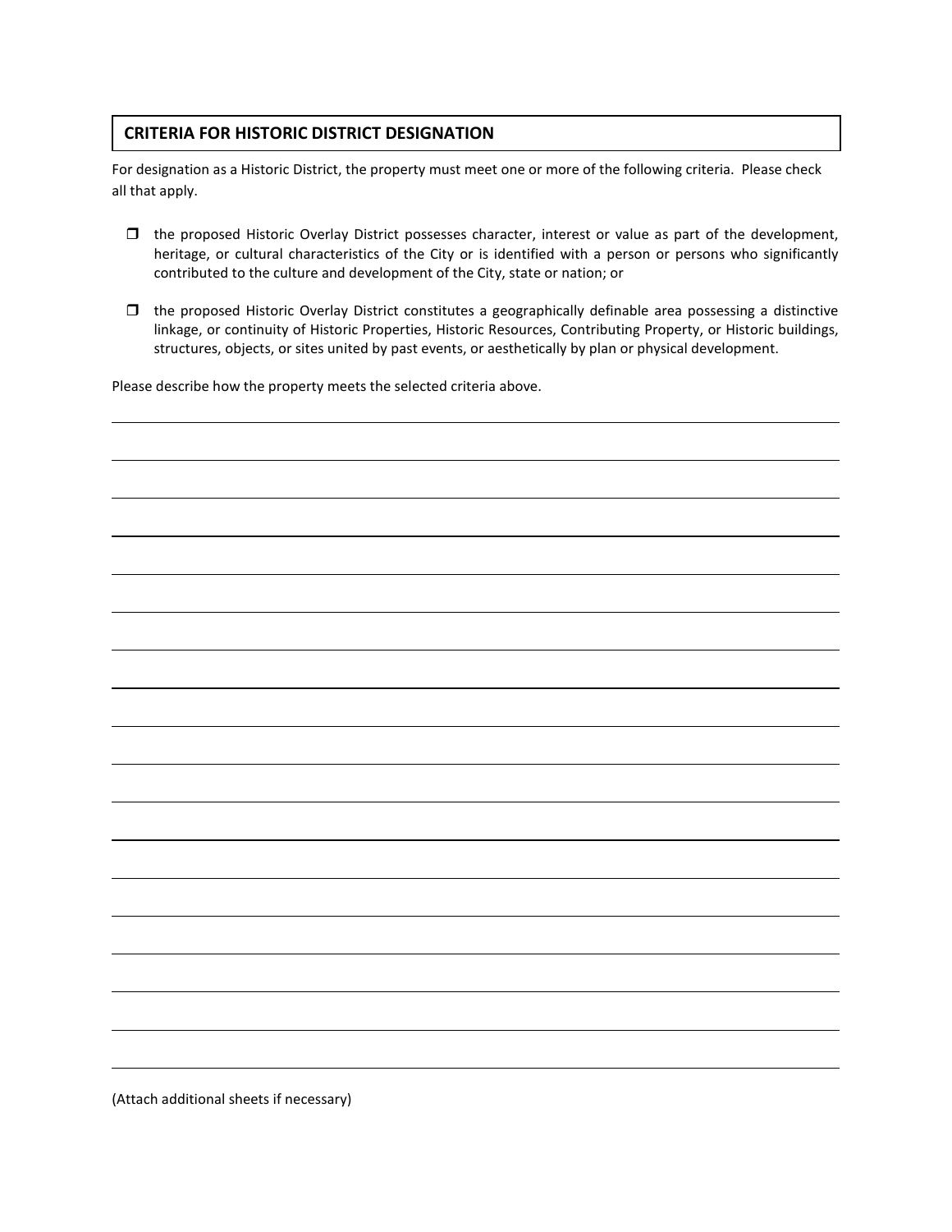## CRITERIA FOR HISTORIC DISTRICT DESIGNATION

For designation as a Historic District, the property must meet one or more of the following criteria. Please check all that apply.

- ☐ the proposed Historic Overlay District possesses character, interest or value as part of the development, heritage, or cultural characteristics of the City or is identified with a person or persons who significantly contributed to the culture and development of the City, state or nation; or

- ☐ the proposed Historic Overlay District constitutes a geographically definable area possessing a distinctive linkage, or continuity of Historic Properties, Historic Resources, Contributing Property, or Historic buildings, structures, objects, or sites united by past events, or aesthetically by plan or physical development.

Please describe how the property meets the selected criteria above.

\_\_\_\_\_\_\_\_\_\_\_\_\_\_\_\_\_\_\_\_\_\_\_\_\_\_\_\_\_\_\_\_\_\_\_\_\_\_\_\_\_\_\_\_\_\_\_\_\_\_\_\_\_\_\_\_\_\_\_\_\_\_\_\_\_\_\_\_\_\_\_\_\_\_\_\_

\_\_\_\_\_\_\_\_\_\_\_\_\_\_\_\_\_\_\_\_\_\_\_\_\_\_\_\_\_\_\_\_\_\_\_\_\_\_\_\_\_\_\_\_\_\_\_\_\_\_\_\_\_\_\_\_\_\_\_\_\_\_\_\_\_\_\_\_\_\_\_\_\_\_\_\_

\_\_\_\_\_\_\_\_\_\_\_\_\_\_\_\_\_\_\_\_\_\_\_\_\_\_\_\_\_\_\_\_\_\_\_\_\_\_\_\_\_\_\_\_\_\_\_\_\_\_\_\_\_\_\_\_\_\_\_\_\_\_\_\_\_\_\_\_\_\_\_\_\_\_\_\_

\_\_\_\_\_\_\_\_\_\_\_\_\_\_\_\_\_\_\_\_\_\_\_\_\_\_\_\_\_\_\_\_\_\_\_\_\_\_\_\_\_\_\_\_\_\_\_\_\_\_\_\_\_\_\_\_\_\_\_\_\_\_\_\_\_\_\_\_\_\_\_\_\_\_\_\_

\_\_\_\_\_\_\_\_\_\_\_\_\_\_\_\_\_\_\_\_\_\_\_\_\_\_\_\_\_\_\_\_\_\_\_\_\_\_\_\_\_\_\_\_\_\_\_\_\_\_\_\_\_\_\_\_\_\_\_\_\_\_\_\_\_\_\_\_\_\_\_\_\_\_\_\_

\_\_\_\_\_\_\_\_\_\_\_\_\_\_\_\_\_\_\_\_\_\_\_\_\_\_\_\_\_\_\_\_\_\_\_\_\_\_\_\_\_\_\_\_\_\_\_\_\_\_\_\_\_\_\_\_\_\_\_\_\_\_\_\_\_\_\_\_\_\_\_\_\_\_\_\_

\_\_\_\_\_\_\_\_\_\_\_\_\_\_\_\_\_\_\_\_\_\_\_\_\_\_\_\_\_\_\_\_\_\_\_\_\_\_\_\_\_\_\_\_\_\_\_\_\_\_\_\_\_\_\_\_\_\_\_\_\_\_\_\_\_\_\_\_\_\_\_\_\_\_\_\_

\_\_\_\_\_\_\_\_\_\_\_\_\_\_\_\_\_\_\_\_\_\_\_\_\_\_\_\_\_\_\_\_\_\_\_\_\_\_\_\_\_\_\_\_\_\_\_\_\_\_\_\_\_\_\_\_\_\_\_\_\_\_\_\_\_\_\_\_\_\_\_\_\_\_\_\_

\_\_\_\_\_\_\_\_\_\_\_\_\_\_\_\_\_\_\_\_\_\_\_\_\_\_\_\_\_\_\_\_\_\_\_\_\_\_\_\_\_\_\_\_\_\_\_\_\_\_\_\_\_\_\_\_\_\_\_\_\_\_\_\_\_\_\_\_\_\_\_\_\_\_\_\_

\_\_\_\_\_\_\_\_\_\_\_\_\_\_\_\_\_\_\_\_\_\_\_\_\_\_\_\_\_\_\_\_\_\_\_\_\_\_\_\_\_\_\_\_\_\_\_\_\_\_\_\_\_\_\_\_\_\_\_\_\_\_\_\_\_\_\_\_\_\_\_\_\_\_\_\_

\_\_\_\_\_\_\_\_\_\_\_\_\_\_\_\_\_\_\_\_\_\_\_\_\_\_\_\_\_\_\_\_\_\_\_\_\_\_\_\_\_\_\_\_\_\_\_\_\_\_\_\_\_\_\_\_\_\_\_\_\_\_\_\_\_\_\_\_\_\_\_\_\_\_\_\_

\_\_\_\_\_\_\_\_\_\_\_\_\_\_\_\_\_\_\_\_\_\_\_\_\_\_\_\_\_\_\_\_\_\_\_\_\_\_\_\_\_\_\_\_\_\_\_\_\_\_\_\_\_\_\_\_\_\_\_\_\_\_\_\_\_\_\_\_\_\_\_\_\_\_\_\_

\_\_\_\_\_\_\_\_\_\_\_\_\_\_\_\_\_\_\_\_\_\_\_\_\_\_\_\_\_\_\_\_\_\_\_\_\_\_\_\_\_\_\_\_\_\_\_\_\_\_\_\_\_\_\_\_\_\_\_\_\_\_\_\_\_\_\_\_\_\_\_\_\_\_\_\_

\_\_\_\_\_\_\_\_\_\_\_\_\_\_\_\_\_\_\_\_\_\_\_\_\_\_\_\_\_\_\_\_\_\_\_\_\_\_\_\_\_\_\_\_\_\_\_\_\_\_\_\_\_\_\_\_\_\_\_\_\_\_\_\_\_\_\_\_\_\_\_\_\_\_\_\_

\_\_\_\_\_\_\_\_\_\_\_\_\_\_\_\_\_\_\_\_\_\_\_\_\_\_\_\_\_\_\_\_\_\_\_\_\_\_\_\_\_\_\_\_\_\_\_\_\_\_\_\_\_\_\_\_\_\_\_\_\_\_\_\_\_\_\_\_\_\_\_\_\_\_\_\_

\_\_\_\_\_\_\_\_\_\_\_\_\_\_\_\_\_\_\_\_\_\_\_\_\_\_\_\_\_\_\_\_\_\_\_\_\_\_\_\_\_\_\_\_\_\_\_\_\_\_\_\_\_\_\_\_\_\_\_\_\_\_\_\_\_\_\_\_\_\_\_\_\_\_\_\_

\_\_\_\_\_\_\_\_\_\_\_\_\_\_\_\_\_\_\_\_\_\_\_\_\_\_\_\_\_\_\_\_\_\_\_\_\_\_\_\_\_\_\_\_\_\_\_\_\_\_\_\_\_\_\_\_\_\_\_\_\_\_\_\_\_\_\_\_\_\_\_\_\_\_\_\_

\_\_\_\_\_\_\_\_\_\_\_\_\_\_\_\_\_\_\_\_\_\_\_\_\_\_\_\_\_\_\_\_\_\_\_\_\_\_\_\_\_\_\_\_\_\_\_\_\_\_\_\_\_\_\_\_\_\_\_\_\_\_\_\_\_\_\_\_\_\_\_\_\_\_\_\_

(Attach additional sheets if necessary)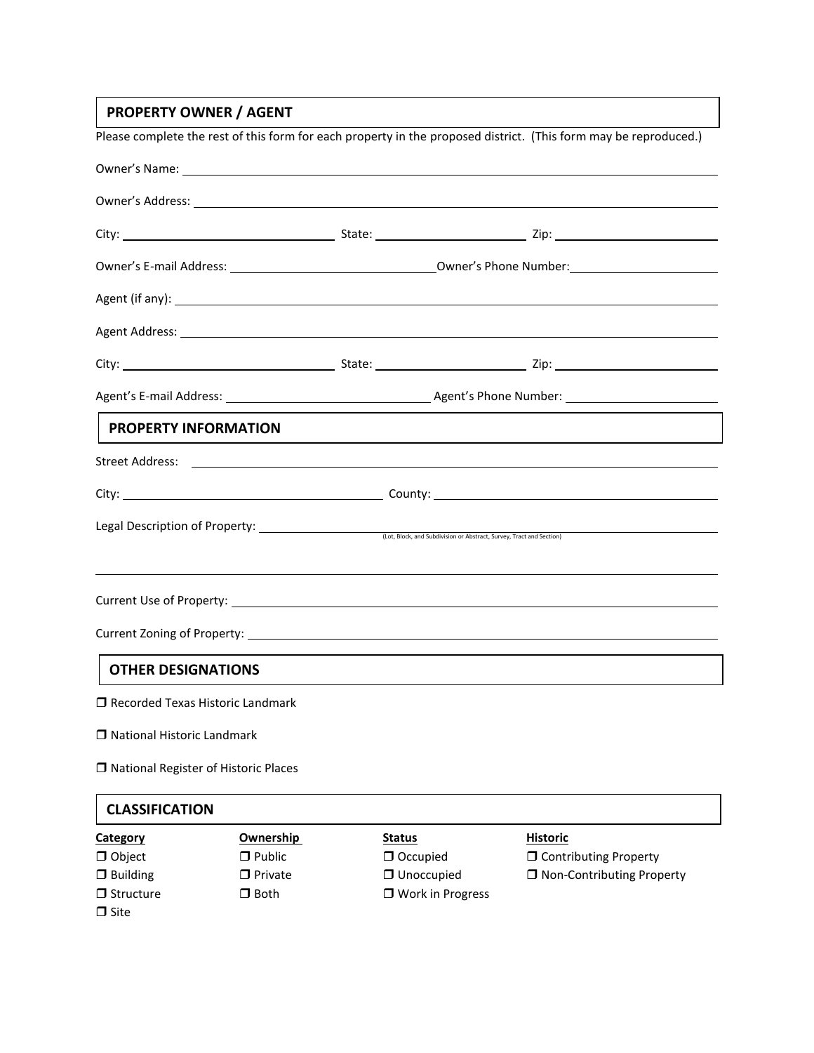## PROPERTY OWNER / AGENT

Please complete the rest of this form for each property in the proposed district. (This form may be reproduced.)

Owner's Name: ______________________________

Owner's Address: ______________________________

City: ______________ State: ______________ Zip: ______________

Owner's E-mail Address: ______________ Owner's Phone Number: ______________

Agent (if any): ______________________________

Agent Address: ______________________________

City: ______________ State: ______________ Zip: ______________

Agent's E-mail Address: ______________ Agent's Phone Number: ______________

## PROPERTY INFORMATION

Street Address: ______________________________

City: ______________ County: ______________

Legal Description of Property: ______________________________
(Lot, Block, and Subdivision or Abstract, Survey, Tract and Section)

______________________________

Current Use of Property: ______________________________

Current Zoning of Property: ______________________________

## OTHER DESIGNATIONS

- ❒ Recorded Texas Historic Landmark
- ❒ National Historic Landmark
- ❒ National Register of Historic Places

## CLASSIFICATION

| **Category** | **Ownership** | **Status** | **Historic** |
|---|---|---|---|
| ❒ Object | ❒ Public | ❒ Occupied | ❒ Contributing Property |
| ❒ Building | ❒ Private | ❒ Unoccupied | ❒ Non-Contributing Property |
| ❒ Structure | ❒ Both | ❒ Work in Progress | |
| ❒ Site | | | |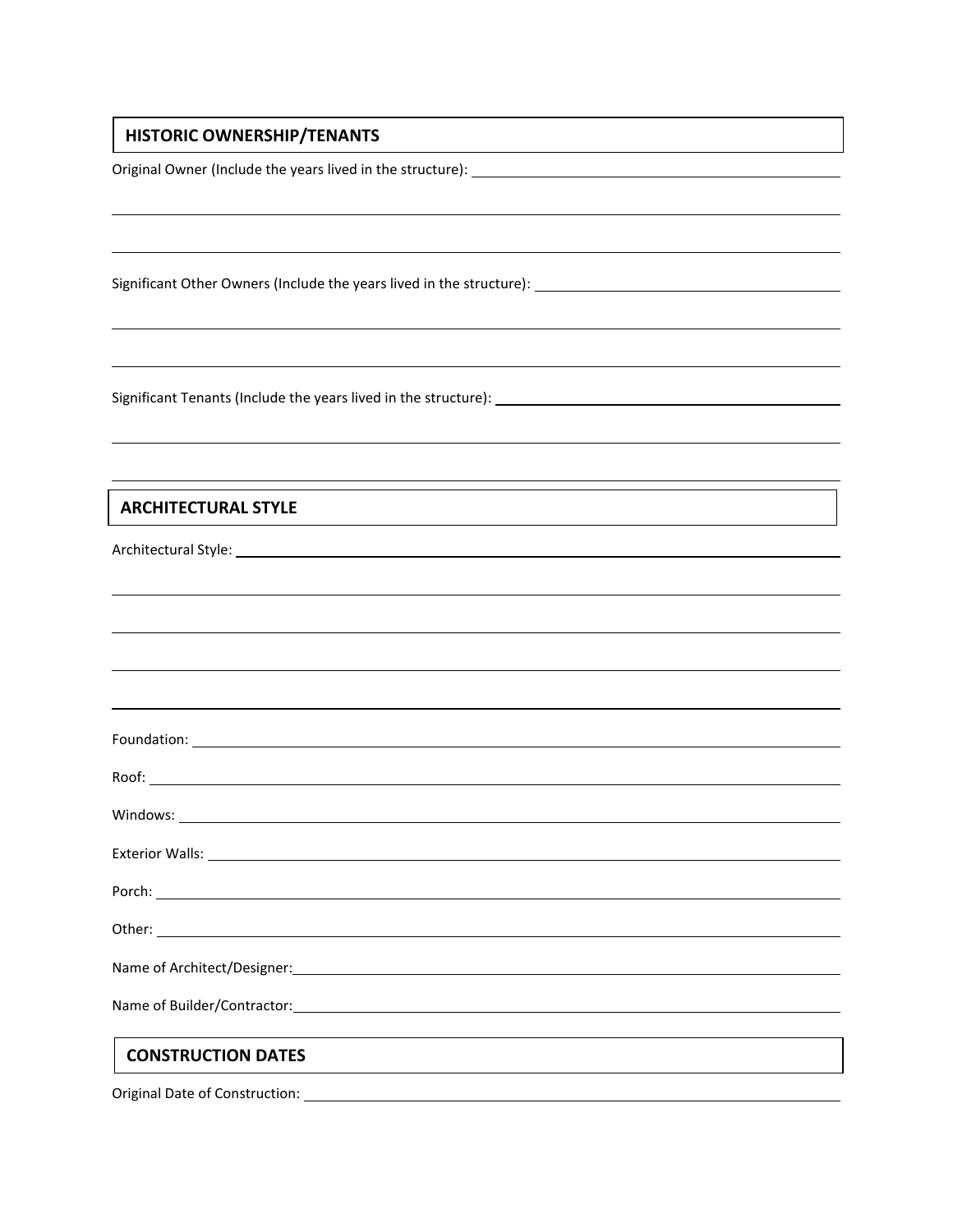## HISTORIC OWNERSHIP/TENANTS

Original Owner (Include the years lived in the structure): ______________________

______________________________________________________________________

______________________________________________________________________

Significant Other Owners (Include the years lived in the structure): ______________________

______________________________________________________________________

______________________________________________________________________

Significant Tenants (Include the years lived in the structure): ______________________

______________________________________________________________________

______________________________________________________________________

## ARCHITECTURAL STYLE

Architectural Style: ______________________________________________________________________

______________________________________________________________________

______________________________________________________________________

______________________________________________________________________

______________________________________________________________________

Foundation: ______________________________________________________________________

Roof: ______________________________________________________________________

Windows: ______________________________________________________________________

Exterior Walls: ______________________________________________________________________

Porch: ______________________________________________________________________

Other: ______________________________________________________________________

Name of Architect/Designer: ______________________________________________________________________

Name of Builder/Contractor: ______________________________________________________________________

## CONSTRUCTION DATES

Original Date of Construction: ______________________________________________________________________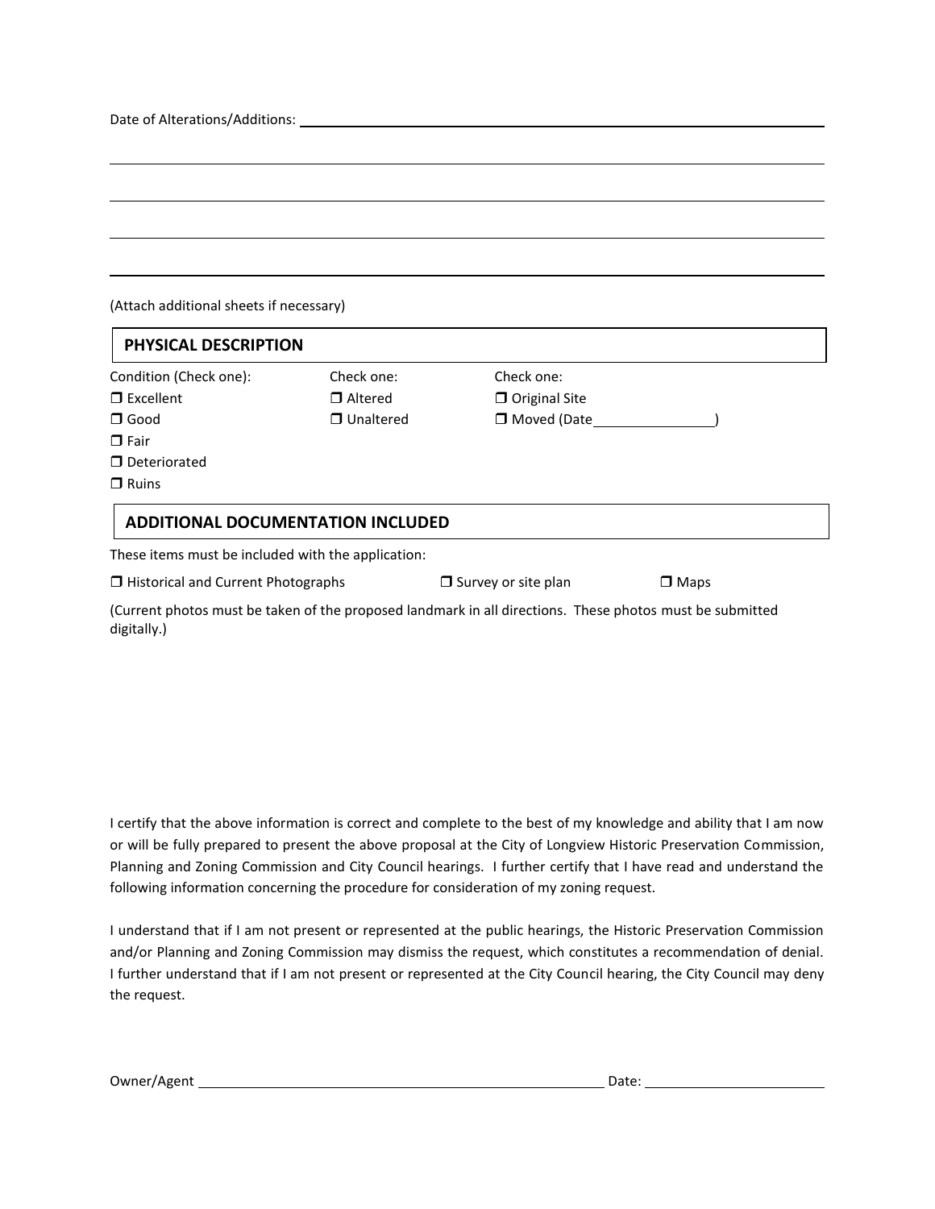Date of Alterations/Additions: ______________________________________________

_____________________________________________________________________________

_____________________________________________________________________________

_____________________________________________________________________________

_____________________________________________________________________________

(Attach additional sheets if necessary)

## PHYSICAL DESCRIPTION

| Condition (Check one): | Check one: | Check one: |
|---|---|---|
| ❒ Excellent | ❒ Altered | ❒ Original Site |
| ❒ Good | ❒ Unaltered | ❒ Moved (Date________________) |
| ❒ Fair | | |
| ❒ Deteriorated | | |
| ❒ Ruins | | |

## ADDITIONAL DOCUMENTATION INCLUDED

These items must be included with the application:

❒ Historical and Current Photographs ❒ Survey or site plan ❒ Maps

(Current photos must be taken of the proposed landmark in all directions. These photos must be submitted digitally.)

I certify that the above information is correct and complete to the best of my knowledge and ability that I am now or will be fully prepared to present the above proposal at the City of Longview Historic Preservation Commission, Planning and Zoning Commission and City Council hearings. I further certify that I have read and understand the following information concerning the procedure for consideration of my zoning request.

I understand that if I am not present or represented at the public hearings, the Historic Preservation Commission and/or Planning and Zoning Commission may dismiss the request, which constitutes a recommendation of denial. I further understand that if I am not present or represented at the City Council hearing, the City Council may deny the request.

Owner/Agent ________________________________________________ Date: ____________________